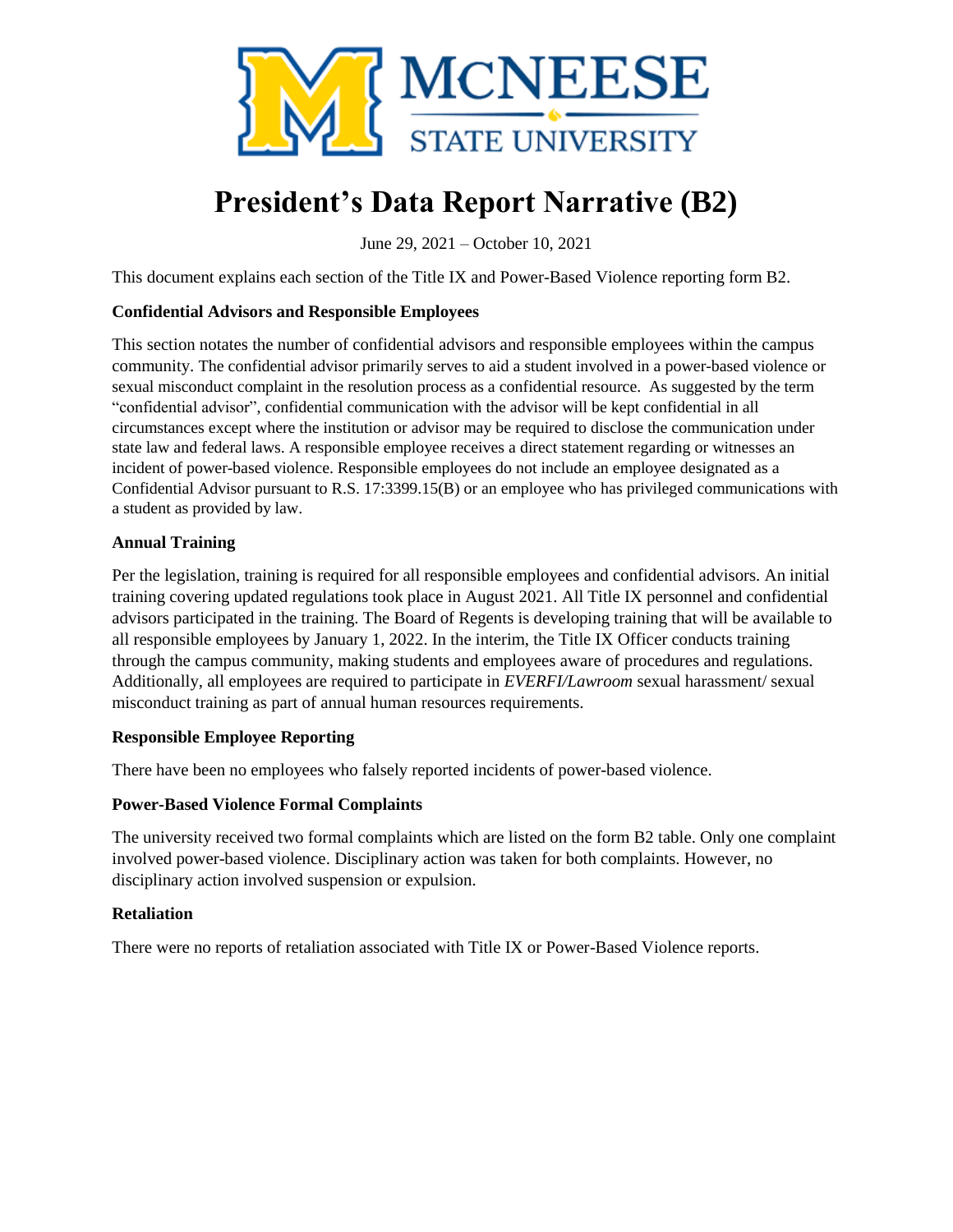# President's Data Report Narrative (B2)

June 29, 2021 – October 10, 2021

This document explains each section of the Title IX and Power-Based Violence reporting form B2.

### Confidential Advisors and Responsible Employees

This section notates the number of confidential advisors and responsible employees within the campus community. The confidential advisor primarily serves to aid a student involved in a power-based violence or sexual misconduct complaint in the resolution process as a confidential resource. As suggested by the term "confidential advisor", confidential communication with the advisor will be kept confidential in all circumstances except where the institution or advisor may be required to disclose the communication under state law and federal laws. A responsible employee receives a direct statement regarding or witnesses an incident of power-based violence. Responsible employees do not include an employee designated as a Confidential Advisor pursuant to R.S. 17:3399.15(B) or an employee who has privileged communications with a student as provided by law.

### Annual Training

Per the legislation, training is required for all responsible employees and confidential advisors. An initial training covering updated regulations took place in August 2021. All Title IX personnel and confidential advisors participated in the training. The Board of Regents is developing training that will be available to all responsible employees by January 1, 2022. In the interim, the Title IX Officer conducts training through the campus community, making students and employees aware of procedures and regulations. Additionally, all employees are required to participate in *EVERFI/Lawroom* sexual harassment/ sexual misconduct training as part of annual human resources requirements.

### Responsible Employee Reporting

There have been no employees who falsely reported incidents of power-based violence.

### Power-Based Violence Formal Complaints

The university received two formal complaints which are listed on the form B2 table. Only one complaint involved power-based violence. Disciplinary action was taken for both complaints. However, no disciplinary action involved suspension or expulsion.

### Retaliation

There were no reports of retaliation associated with Title IX or Power-Based Violence reports.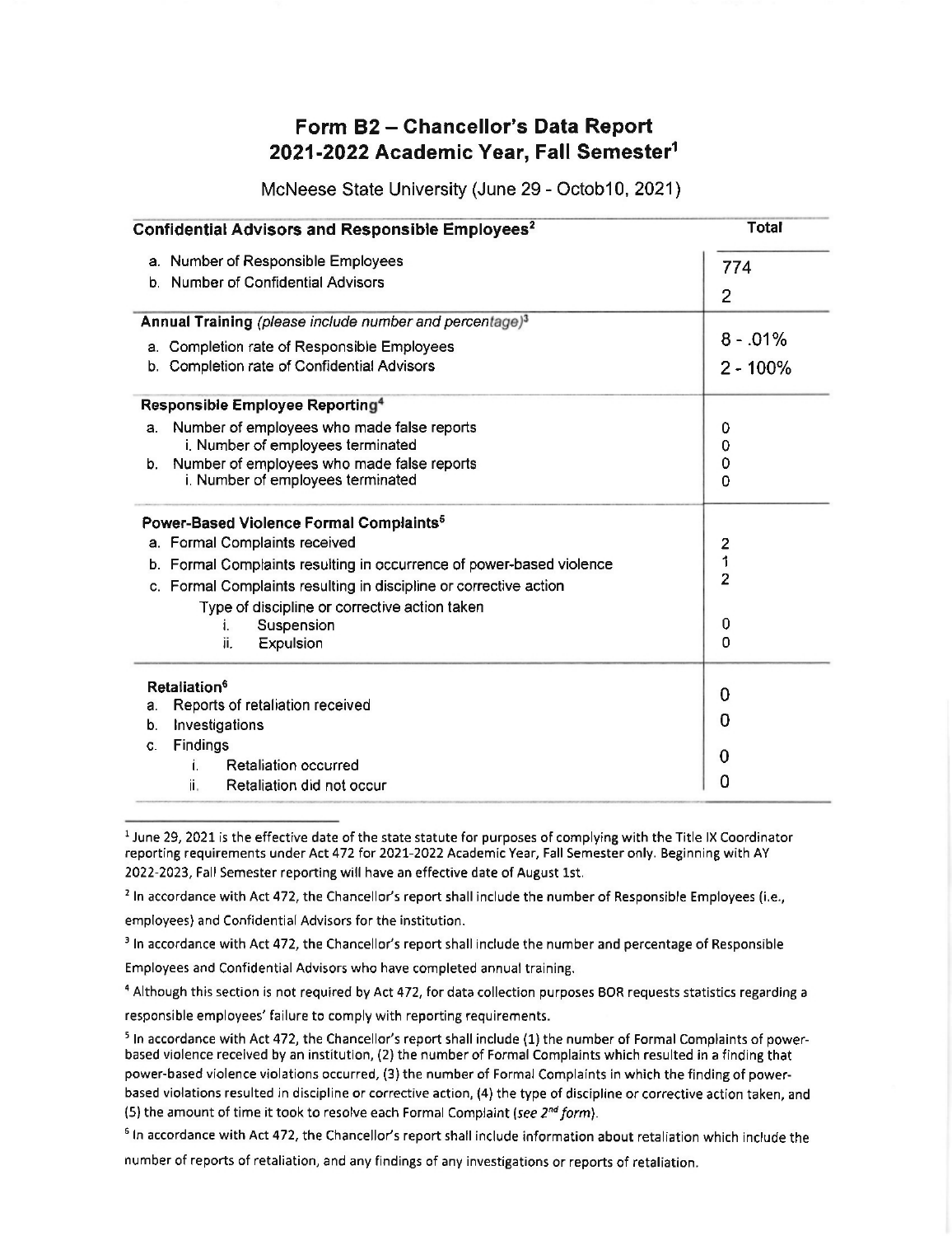# Form B2 – Chancellor's Data Report
# 2021-2022 Academic Year, Fall Semester[1]

McNeese State University (June 29 - Octob10, 2021)

| Confidential Advisors and Responsible Employees[2] | Total |
|---|---|
| a. Number of Responsible Employees | 774 |
| b. Number of Confidential Advisors | 2 |
| **Annual Training** *(please include number and percentage)*[3] | |
| a. Completion rate of Responsible Employees | 8 - .01% |
| b. Completion rate of Confidential Advisors | 2 - 100% |
| **Responsible Employee Reporting**[4] | |
| a. Number of employees who made false reports | 0 |
| i. Number of employees terminated | 0 |
| b. Number of employees who made false reports | 0 |
| i. Number of employees terminated | 0 |
| **Power-Based Violence Formal Complaints**[5] | |
| a. Formal Complaints received | 2 |
| b. Formal Complaints resulting in occurrence of power-based violence | 1 |
| c. Formal Complaints resulting in discipline or corrective action | 2 |
| Type of discipline or corrective action taken | |
| i. Suspension | 0 |
| ii. Expulsion | 0 |
| **Retaliation**[6] | |
| a. Reports of retaliation received | 0 |
| b. Investigations | 0 |
| c. Findings | |
| i. Retaliation occurred | 0 |
| ii. Retaliation did not occur | 0 |

[1] June 29, 2021 is the effective date of the state statute for purposes of complying with the Title IX Coordinator reporting requirements under Act 472 for 2021-2022 Academic Year, Fall Semester only. Beginning with AY 2022-2023, Fall Semester reporting will have an effective date of August 1st.

[2] In accordance with Act 472, the Chancellor's report shall include the number of Responsible Employees (i.e., employees) and Confidential Advisors for the institution.

[3] In accordance with Act 472, the Chancellor's report shall include the number and percentage of Responsible Employees and Confidential Advisors who have completed annual training.

[4] Although this section is not required by Act 472, for data collection purposes BOR requests statistics regarding a responsible employees' failure to comply with reporting requirements.

[5] In accordance with Act 472, the Chancellor's report shall include (1) the number of Formal Complaints of power-based violence received by an institution, (2) the number of Formal Complaints which resulted in a finding that power-based violence violations occurred, (3) the number of Formal Complaints in which the finding of power-based violations resulted in discipline or corrective action, (4) the type of discipline or corrective action taken, and (5) the amount of time it took to resolve each Formal Complaint (*see 2nd form*).

[6] In accordance with Act 472, the Chancellor's report shall include information about retaliation which include the number of reports of retaliation, and any findings of any investigations or reports of retaliation.